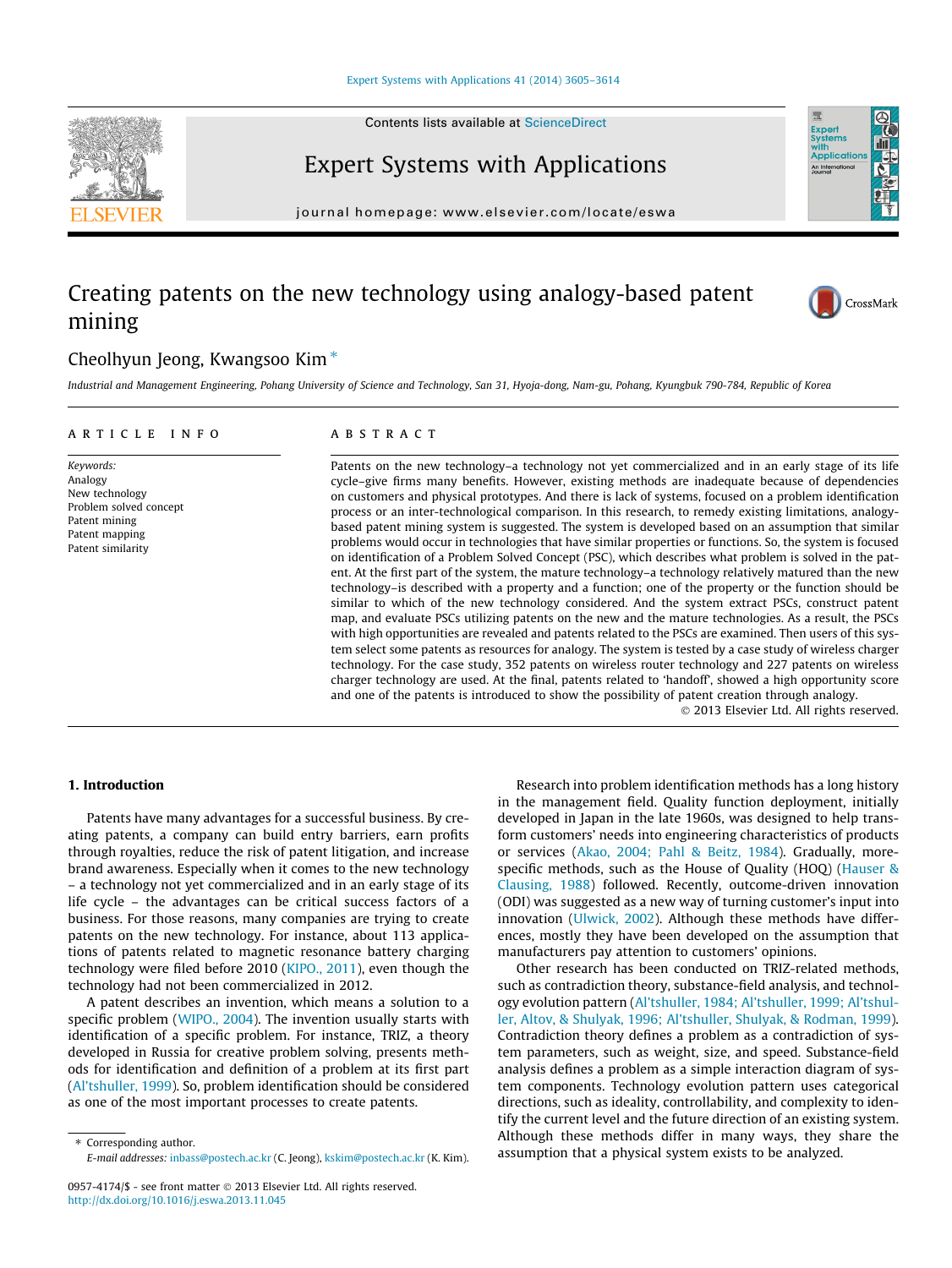# Creating patents on the new technology using analogy-based patent mining

Cheolhyun Jeong, Kwangsoo Kim *

Industrial and Management Engineering, Pohang University of Science and Technology, San 31, Hyoja-dong, Nam-gu, Pohang, Kyungbuk 790-784, Republic of Korea

## ARTICLE INFO

*Keywords:*
Analogy
New technology
Problem solved concept
Patent mining
Patent mapping
Patent similarity

## ABSTRACT

Patents on the new technology–a technology not yet commercialized and in an early stage of its life cycle–give firms many benefits. However, existing methods are inadequate because of dependencies on customers and physical prototypes. And there is lack of systems, focused on a problem identification process or an inter-technological comparison. In this research, to remedy existing limitations, analogy-based patent mining system is suggested. The system is developed based on an assumption that similar problems would occur in technologies that have similar properties or functions. So, the system is focused on identification of a Problem Solved Concept (PSC), which describes what problem is solved in the patent. At the first part of the system, the mature technology–a technology relatively matured than the new technology–is described with a property and a function; one of the property or the function should be similar to which of the new technology considered. And the system extract PSCs, construct patent map, and evaluate PSCs utilizing patents on the new and the mature technologies. As a result, the PSCs with high opportunities are revealed and patents related to the PSCs are examined. Then users of this system select some patents as resources for analogy. The system is tested by a case study of wireless charger technology. For the case study, 352 patents on wireless router technology and 227 patents on wireless charger technology are used. At the final, patents related to 'handoff', showed a high opportunity score and one of the patents is introduced to show the possibility of patent creation through analogy.

© 2013 Elsevier Ltd. All rights reserved.

## 1. Introduction

Patents have many advantages for a successful business. By creating patents, a company can build entry barriers, earn profits through royalties, reduce the risk of patent litigation, and increase brand awareness. Especially when it comes to the new technology – a technology not yet commercialized and in an early stage of its life cycle – the advantages can be critical success factors of a business. For those reasons, many companies are trying to create patents on the new technology. For instance, about 113 applications of patents related to magnetic resonance battery charging technology were filed before 2010 (KIPO., 2011), even though the technology had not been commercialized in 2012.

A patent describes an invention, which means a solution to a specific problem (WIPO., 2004). The invention usually starts with identification of a specific problem. For instance, TRIZ, a theory developed in Russia for creative problem solving, presents methods for identification and definition of a problem at its first part (Al'tshuller, 1999). So, problem identification should be considered as one of the most important processes to create patents.

Research into problem identification methods has a long history in the management field. Quality function deployment, initially developed in Japan in the late 1960s, was designed to help transform customers' needs into engineering characteristics of products or services (Akao, 2004; Pahl & Beitz, 1984). Gradually, more-specific methods, such as the House of Quality (HOQ) (Hauser & Clausing, 1988) followed. Recently, outcome-driven innovation (ODI) was suggested as a new way of turning customer's input into innovation (Ulwick, 2002). Although these methods have differences, mostly they have been developed on the assumption that manufacturers pay attention to customers' opinions.

Other research has been conducted on TRIZ-related methods, such as contradiction theory, substance-field analysis, and technology evolution pattern (Al'tshuller, 1984; Al'tshuller, 1999; Al'tshuller, Altov, & Shulyak, 1996; Al'tshuller, Shulyak, & Rodman, 1999). Contradiction theory defines a problem as a contradiction of system parameters, such as weight, size, and speed. Substance-field analysis defines a problem as a simple interaction diagram of system components. Technology evolution pattern uses categorical directions, such as ideality, controllability, and complexity to identify the current level and the future direction of an existing system. Although these methods differ in many ways, they share the assumption that a physical system exists to be analyzed.

* Corresponding author.
E-mail addresses: inbass@postech.ac.kr (C. Jeong), kskim@postech.ac.kr (K. Kim).

0957-4174/$ - see front matter © 2013 Elsevier Ltd. All rights reserved.
http://dx.doi.org/10.1016/j.eswa.2013.11.045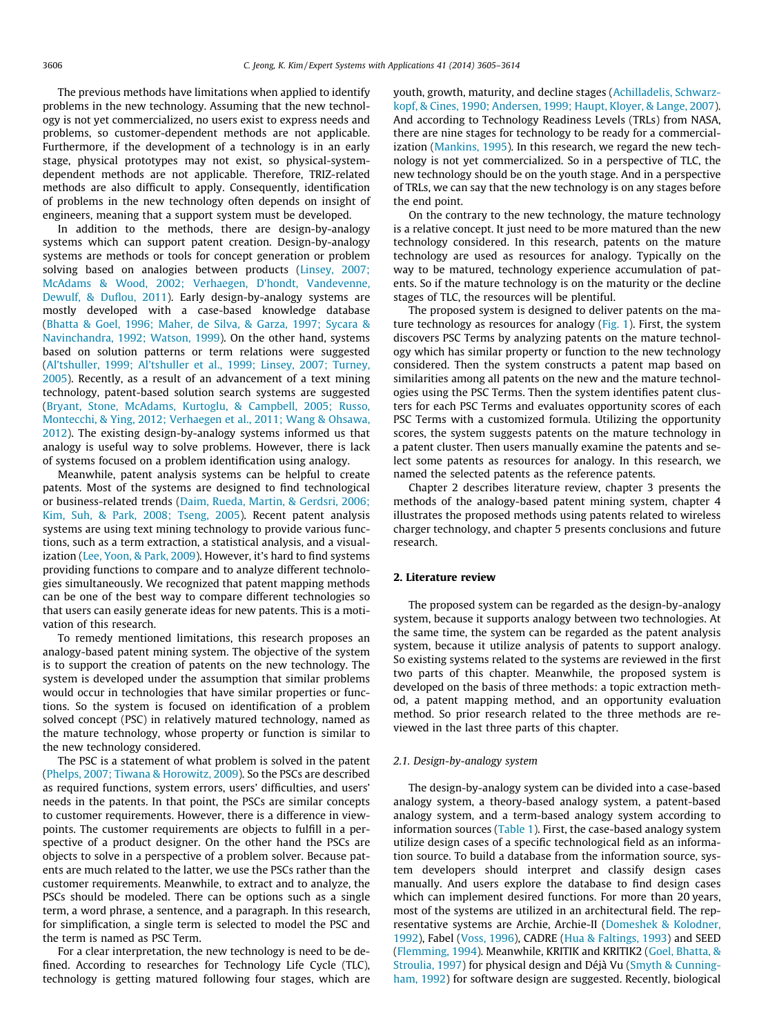The previous methods have limitations when applied to identify problems in the new technology. Assuming that the new technology is not yet commercialized, no users exist to express needs and problems, so customer-dependent methods are not applicable. Furthermore, if the development of a technology is in an early stage, physical prototypes may not exist, so physical-system-dependent methods are not applicable. Therefore, TRIZ-related methods are also difficult to apply. Consequently, identification of problems in the new technology often depends on insight of engineers, meaning that a support system must be developed.

In addition to the methods, there are design-by-analogy systems which can support patent creation. Design-by-analogy systems are methods or tools for concept generation or problem solving based on analogies between products (Linsey, 2007; McAdams & Wood, 2002; Verhaegen, D'hondt, Vandevenne, Dewulf, & Duflou, 2011). Early design-by-analogy systems are mostly developed with a case-based knowledge database (Bhatta & Goel, 1996; Maher, de Silva, & Garza, 1997; Sycara & Navinchandra, 1992; Watson, 1999). On the other hand, systems based on solution patterns or term relations were suggested (Al'tshuller, 1999; Al'tshuller et al., 1999; Linsey, 2007; Turney, 2005). Recently, as a result of an advancement of a text mining technology, patent-based solution search systems are suggested (Bryant, Stone, McAdams, Kurtoglu, & Campbell, 2005; Russo, Montecchi, & Ying, 2012; Verhaegen et al., 2011; Wang & Ohsawa, 2012). The existing design-by-analogy systems informed us that analogy is useful way to solve problems. However, there is lack of systems focused on a problem identification using analogy.

Meanwhile, patent analysis systems can be helpful to create patents. Most of the systems are designed to find technological or business-related trends (Daim, Rueda, Martin, & Gerdsri, 2006; Kim, Suh, & Park, 2008; Tseng, 2005). Recent patent analysis systems are using text mining technology to provide various functions, such as a term extraction, a statistical analysis, and a visualization (Lee, Yoon, & Park, 2009). However, it's hard to find systems providing functions to compare and to analyze different technologies simultaneously. We recognized that patent mapping methods can be one of the best way to compare different technologies so that users can easily generate ideas for new patents. This is a motivation of this research.

To remedy mentioned limitations, this research proposes an analogy-based patent mining system. The objective of the system is to support the creation of patents on the new technology. The system is developed under the assumption that similar problems would occur in technologies that have similar properties or functions. So the system is focused on identification of a problem solved concept (PSC) in relatively matured technology, named as the mature technology, whose property or function is similar to the new technology considered.

The PSC is a statement of what problem is solved in the patent (Phelps, 2007; Tiwana & Horowitz, 2009). So the PSCs are described as required functions, system errors, users' difficulties, and users' needs in the patents. In that point, the PSCs are similar concepts to customer requirements. However, there is a difference in viewpoints. The customer requirements are objects to fulfill in a perspective of a product designer. On the other hand the PSCs are objects to solve in a perspective of a problem solver. Because patents are much related to the latter, we use the PSCs rather than the customer requirements. Meanwhile, to extract and to analyze, the PSCs should be modeled. There can be options such as a single term, a word phrase, a sentence, and a paragraph. In this research, for simplification, a single term is selected to model the PSC and the term is named as PSC Term.

For a clear interpretation, the new technology is need to be defined. According to researches for Technology Life Cycle (TLC), technology is getting matured following four stages, which are youth, growth, maturity, and decline stages (Achilladelis, Schwarzkopf, & Cines, 1990; Andersen, 1999; Haupt, Kloyer, & Lange, 2007). And according to Technology Readiness Levels (TRLs) from NASA, there are nine stages for technology to be ready for a commercialization (Mankins, 1995). In this research, we regard the new technology is not yet commercialized. So in a perspective of TLC, the new technology should be on the youth stage. And in a perspective of TRLs, we can say that the new technology is on any stages before the end point.

On the contrary to the new technology, the mature technology is a relative concept. It just need to be more matured than the new technology considered. In this research, patents on the mature technology are used as resources for analogy. Typically on the way to be matured, technology experience accumulation of patents. So if the mature technology is on the maturity or the decline stages of TLC, the resources will be plentiful.

The proposed system is designed to deliver patents on the mature technology as resources for analogy (Fig. 1). First, the system discovers PSC Terms by analyzing patents on the mature technology which has similar property or function to the new technology considered. Then the system constructs a patent map based on similarities among all patents on the new and the mature technologies using the PSC Terms. Then the system identifies patent clusters for each PSC Terms and evaluates opportunity scores of each PSC Terms with a customized formula. Utilizing the opportunity scores, the system suggests patents on the mature technology in a patent cluster. Then users manually examine the patents and select some patents as resources for analogy. In this research, we named the selected patents as the reference patents.

Chapter 2 describes literature review, chapter 3 presents the methods of the analogy-based patent mining system, chapter 4 illustrates the proposed methods using patents related to wireless charger technology, and chapter 5 presents conclusions and future research.

## 2. Literature review

The proposed system can be regarded as the design-by-analogy system, because it supports analogy between two technologies. At the same time, the system can be regarded as the patent analysis system, because it utilize analysis of patents to support analogy. So existing systems related to the systems are reviewed in the first two parts of this chapter. Meanwhile, the proposed system is developed on the basis of three methods: a topic extraction method, a patent mapping method, and an opportunity evaluation method. So prior research related to the three methods are reviewed in the last three parts of this chapter.

### 2.1. Design-by-analogy system

The design-by-analogy system can be divided into a case-based analogy system, a theory-based analogy system, a patent-based analogy system, and a term-based analogy system according to information sources (Table 1). First, the case-based analogy system utilize design cases of a specific technological field as an information source. To build a database from the information source, system developers should interpret and classify design cases manually. And users explore the database to find design cases which can implement desired functions. For more than 20 years, most of the systems are utilized in an architectural field. The representative systems are Archie, Archie-II (Domeshek & Kolodner, 1992), Fabel (Voss, 1996), CADRE (Hua & Faltings, 1993) and SEED (Flemming, 1994). Meanwhile, KRITIK and KRITIK2 (Goel, Bhatta, & Stroulia, 1997) for physical design and Déjà Vu (Smyth & Cunningham, 1992) for software design are suggested. Recently, biological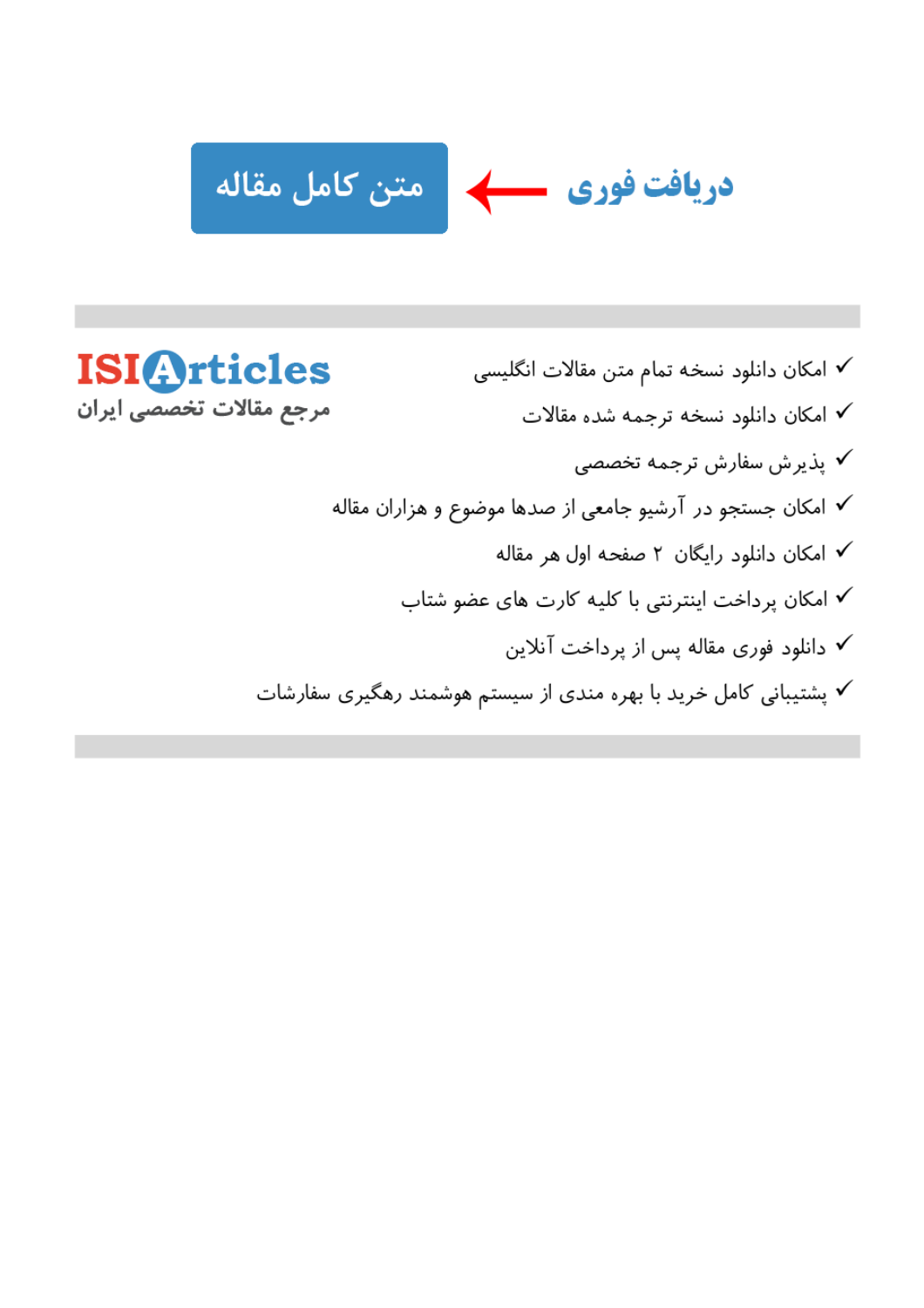دریافت فوری ← متن کامل مقاله

**ISIArticles**
مرجع مقالات تخصصی ایران

- ✓ امکان دانلود نسخه تمام متن مقالات انگلیسی
- ✓ امکان دانلود نسخه ترجمه شده مقالات
- ✓ پذیرش سفارش ترجمه تخصصی
- ✓ امکان جستجو در آرشیو جامعی از صدها موضوع و هزاران مقاله
- ✓ امکان دانلود رایگان ۲ صفحه اول هر مقاله
- ✓ امکان پرداخت اینترنتی با کلیه کارت های عضو شتاب
- ✓ دانلود فوری مقاله پس از پرداخت آنلاین
- ✓ پشتیبانی کامل خرید با بهره مندی از سیستم هوشمند رهگیری سفارشات